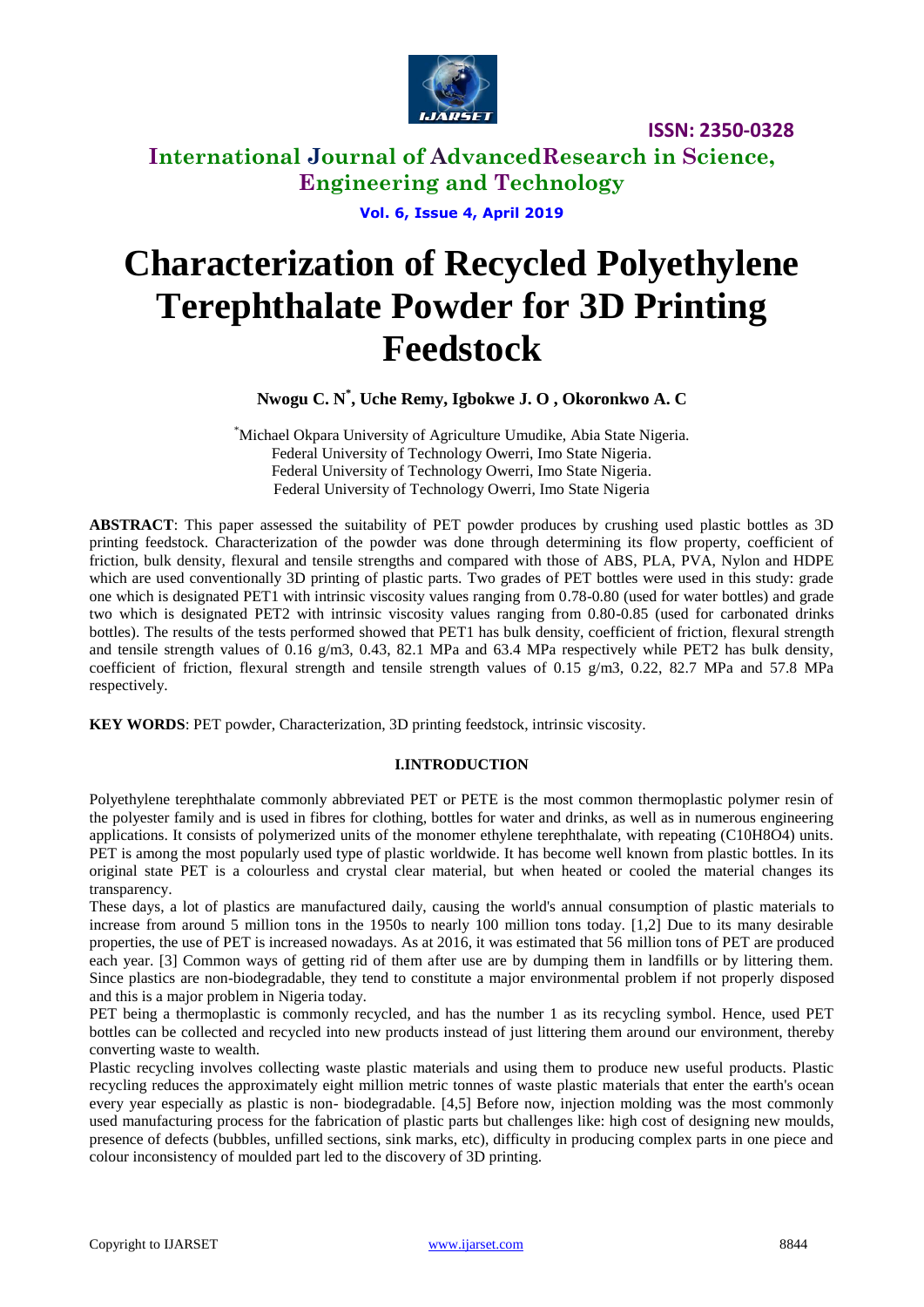# Characterization of Recycled Polyethylene Terephthalate Powder for 3D Printing Feedstock

**Nwogu C. N[*], Uche Remy, Igbokwe J. O , Okoronkwo A. C**

[*]Michael Okpara University of Agriculture Umudike, Abia State Nigeria.
Federal University of Technology Owerri, Imo State Nigeria.
Federal University of Technology Owerri, Imo State Nigeria.
Federal University of Technology Owerri, Imo State Nigeria

**ABSTRACT**: This paper assessed the suitability of PET powder produces by crushing used plastic bottles as 3D printing feedstock. Characterization of the powder was done through determining its flow property, coefficient of friction, bulk density, flexural and tensile strengths and compared with those of ABS, PLA, PVA, Nylon and HDPE which are used conventionally 3D printing of plastic parts. Two grades of PET bottles were used in this study: grade one which is designated PET1 with intrinsic viscosity values ranging from 0.78-0.80 (used for water bottles) and grade two which is designated PET2 with intrinsic viscosity values ranging from 0.80-0.85 (used for carbonated drinks bottles). The results of the tests performed showed that PET1 has bulk density, coefficient of friction, flexural strength and tensile strength values of 0.16 g/m3, 0.43, 82.1 MPa and 63.4 MPa respectively while PET2 has bulk density, coefficient of friction, flexural strength and tensile strength values of 0.15 g/m3, 0.22, 82.7 MPa and 57.8 MPa respectively.

**KEY WORDS**: PET powder, Characterization, 3D printing feedstock, intrinsic viscosity.

## I.INTRODUCTION

Polyethylene terephthalate commonly abbreviated PET or PETE is the most common thermoplastic polymer resin of the polyester family and is used in fibres for clothing, bottles for water and drinks, as well as in numerous engineering applications. It consists of polymerized units of the monomer ethylene terephthalate, with repeating ($C_{10}H_8O_4$) units. PET is among the most popularly used type of plastic worldwide. It has become well known from plastic bottles. In its original state PET is a colourless and crystal clear material, but when heated or cooled the material changes its transparency.

These days, a lot of plastics are manufactured daily, causing the world's annual consumption of plastic materials to increase from around 5 million tons in the 1950s to nearly 100 million tons today. [1,2] Due to its many desirable properties, the use of PET is increased nowadays. As at 2016, it was estimated that 56 million tons of PET are produced each year. [3] Common ways of getting rid of them after use are by dumping them in landfills or by littering them. Since plastics are non-biodegradable, they tend to constitute a major environmental problem if not properly disposed and this is a major problem in Nigeria today.

PET being a thermoplastic is commonly recycled, and has the number 1 as its recycling symbol. Hence, used PET bottles can be collected and recycled into new products instead of just littering them around our environment, thereby converting waste to wealth.

Plastic recycling involves collecting waste plastic materials and using them to produce new useful products. Plastic recycling reduces the approximately eight million metric tonnes of waste plastic materials that enter the earth's ocean every year especially as plastic is non- biodegradable. [4,5] Before now, injection molding was the most commonly used manufacturing process for the fabrication of plastic parts but challenges like: high cost of designing new moulds, presence of defects (bubbles, unfilled sections, sink marks, etc), difficulty in producing complex parts in one piece and colour inconsistency of moulded part led to the discovery of 3D printing.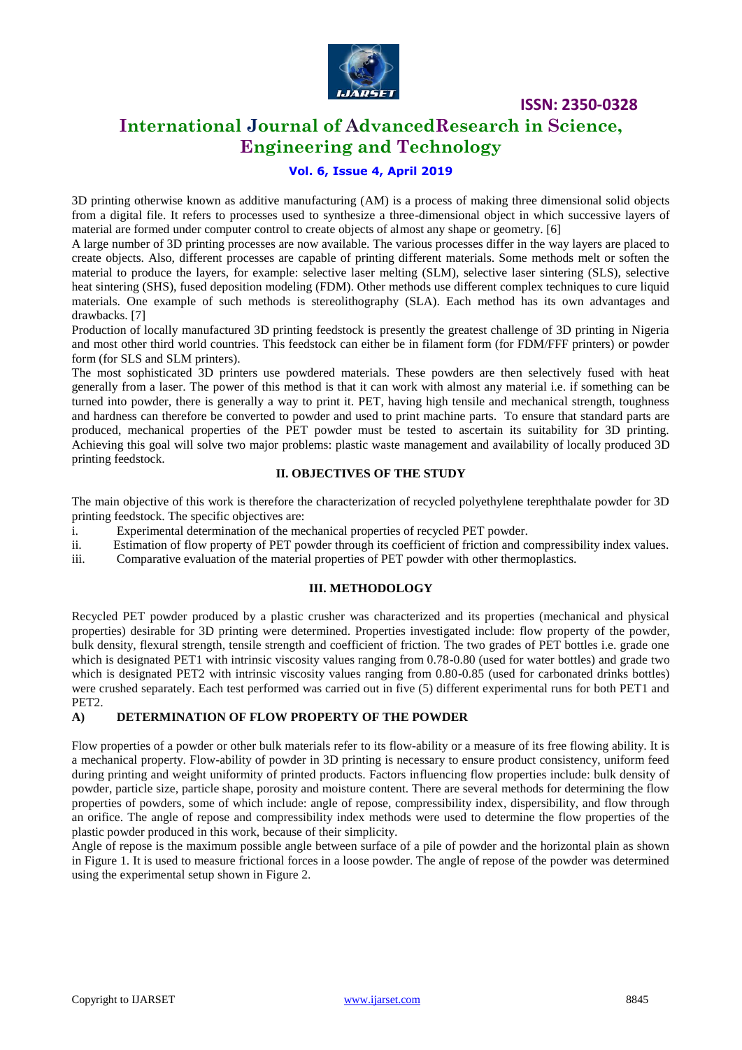3D printing otherwise known as additive manufacturing (AM) is a process of making three dimensional solid objects from a digital file. It refers to processes used to synthesize a three-dimensional object in which successive layers of material are formed under computer control to create objects of almost any shape or geometry. [6]

A large number of 3D printing processes are now available. The various processes differ in the way layers are placed to create objects. Also, different processes are capable of printing different materials. Some methods melt or soften the material to produce the layers, for example: selective laser melting (SLM), selective laser sintering (SLS), selective heat sintering (SHS), fused deposition modeling (FDM). Other methods use different complex techniques to cure liquid materials. One example of such methods is stereolithography (SLA). Each method has its own advantages and drawbacks. [7]

Production of locally manufactured 3D printing feedstock is presently the greatest challenge of 3D printing in Nigeria and most other third world countries. This feedstock can either be in filament form (for FDM/FFF printers) or powder form (for SLS and SLM printers).

The most sophisticated 3D printers use powdered materials. These powders are then selectively fused with heat generally from a laser. The power of this method is that it can work with almost any material i.e. if something can be turned into powder, there is generally a way to print it. PET, having high tensile and mechanical strength, toughness and hardness can therefore be converted to powder and used to print machine parts. To ensure that standard parts are produced, mechanical properties of the PET powder must be tested to ascertain its suitability for 3D printing. Achieving this goal will solve two major problems: plastic waste management and availability of locally produced 3D printing feedstock.

## II. OBJECTIVES OF THE STUDY

The main objective of this work is therefore the characterization of recycled polyethylene terephthalate powder for 3D printing feedstock. The specific objectives are:

i. Experimental determination of the mechanical properties of recycled PET powder.
ii. Estimation of flow property of PET powder through its coefficient of friction and compressibility index values.
iii. Comparative evaluation of the material properties of PET powder with other thermoplastics.

## III. METHODOLOGY

Recycled PET powder produced by a plastic crusher was characterized and its properties (mechanical and physical properties) desirable for 3D printing were determined. Properties investigated include: flow property of the powder, bulk density, flexural strength, tensile strength and coefficient of friction. The two grades of PET bottles i.e. grade one which is designated PET1 with intrinsic viscosity values ranging from 0.78-0.80 (used for water bottles) and grade two which is designated PET2 with intrinsic viscosity values ranging from 0.80-0.85 (used for carbonated drinks bottles) were crushed separately. Each test performed was carried out in five (5) different experimental runs for both PET1 and PET2.

### A) DETERMINATION OF FLOW PROPERTY OF THE POWDER

Flow properties of a powder or other bulk materials refer to its flow-ability or a measure of its free flowing ability. It is a mechanical property. Flow-ability of powder in 3D printing is necessary to ensure product consistency, uniform feed during printing and weight uniformity of printed products. Factors influencing flow properties include: bulk density of powder, particle size, particle shape, porosity and moisture content. There are several methods for determining the flow properties of powders, some of which include: angle of repose, compressibility index, dispersibility, and flow through an orifice. The angle of repose and compressibility index methods were used to determine the flow properties of the plastic powder produced in this work, because of their simplicity.

Angle of repose is the maximum possible angle between surface of a pile of powder and the horizontal plain as shown in Figure 1. It is used to measure frictional forces in a loose powder. The angle of repose of the powder was determined using the experimental setup shown in Figure 2.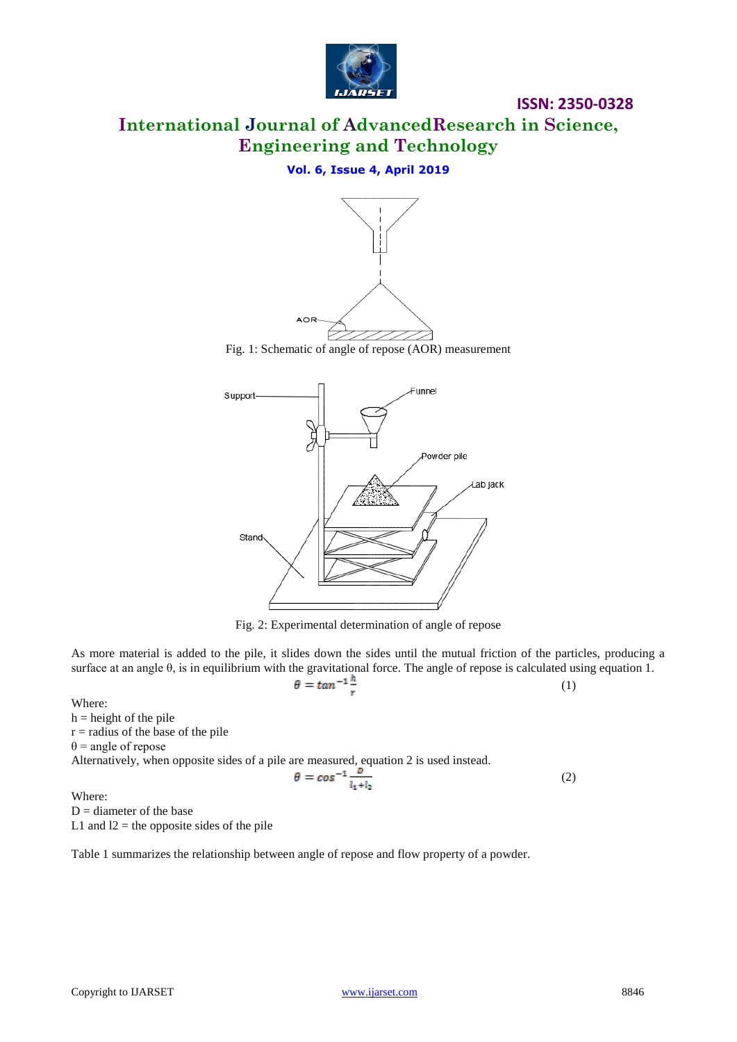Fig. 1: Schematic of angle of repose (AOR) measurement

Fig. 2: Experimental determination of angle of repose

As more material is added to the pile, it slides down the sides until the mutual friction of the particles, producing a surface at an angle θ, is in equilibrium with the gravitational force. The angle of repose is calculated using equation 1.

$$\theta = tan^{-1}\frac{h}{r} \quad (1)$$

Where:
h = height of the pile
r = radius of the base of the pile
θ = angle of repose
Alternatively, when opposite sides of a pile are measured, equation 2 is used instead.

$$\theta = cos^{-1}\frac{D}{l_1+l_2} \quad (2)$$

Where:
D = diameter of the base
L1 and l2 = the opposite sides of the pile

Table 1 summarizes the relationship between angle of repose and flow property of a powder.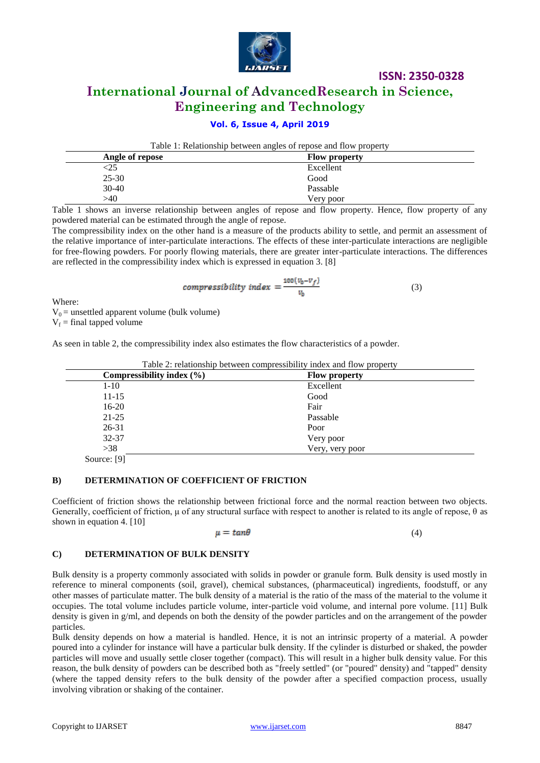Table 1: Relationship between angles of repose and flow property

| Angle of repose | Flow property |
|---|---|
| <25 | Excellent |
| 25-30 | Good |
| 30-40 | Passable |
| >40 | Very poor |

Table 1 shows an inverse relationship between angles of repose and flow property. Hence, flow property of any powdered material can be estimated through the angle of repose.

The compressibility index on the other hand is a measure of the products ability to settle, and permit an assessment of the relative importance of inter-particulate interactions. The effects of these inter-particulate interactions are negligible for free-flowing powders. For poorly flowing materials, there are greater inter-particulate interactions. The differences are reflected in the compressibility index which is expressed in equation 3. [8]

$$compressibility\ index = \frac{100(V_0 - V_f)}{V_0} \tag{3}$$

Where:

$V_0$ = unsettled apparent volume (bulk volume)

$V_f$ = final tapped volume

As seen in table 2, the compressibility index also estimates the flow characteristics of a powder.

Table 2: relationship between compressibility index and flow property

| Compressibility index (%) | Flow property |
|---|---|
| 1-10 | Excellent |
| 11-15 | Good |
| 16-20 | Fair |
| 21-25 | Passable |
| 26-31 | Poor |
| 32-37 | Very poor |
| >38 | Very, very poor |

Source: [9]

### B) DETERMINATION OF COEFFICIENT OF FRICTION

Coefficient of friction shows the relationship between frictional force and the normal reaction between two objects. Generally, coefficient of friction, $\mu$ of any structural surface with respect to another is related to its angle of repose, $\theta$ as shown in equation 4. [10]

$$\mu = \tan\theta \tag{4}$$

### C) DETERMINATION OF BULK DENSITY

Bulk density is a property commonly associated with solids in powder or granule form. Bulk density is used mostly in reference to mineral components (soil, gravel), chemical substances, (pharmaceutical) ingredients, foodstuff, or any other masses of particulate matter. The bulk density of a material is the ratio of the mass of the material to the volume it occupies. The total volume includes particle volume, inter-particle void volume, and internal pore volume. [11] Bulk density is given in g/ml, and depends on both the density of the powder particles and on the arrangement of the powder particles.

Bulk density depends on how a material is handled. Hence, it is not an intrinsic property of a material. A powder poured into a cylinder for instance will have a particular bulk density. If the cylinder is disturbed or shaked, the powder particles will move and usually settle closer together (compact). This will result in a higher bulk density value. For this reason, the bulk density of powders can be described both as "freely settled" (or "poured" density) and "tapped" density (where the tapped density refers to the bulk density of the powder after a specified compaction process, usually involving vibration or shaking of the container.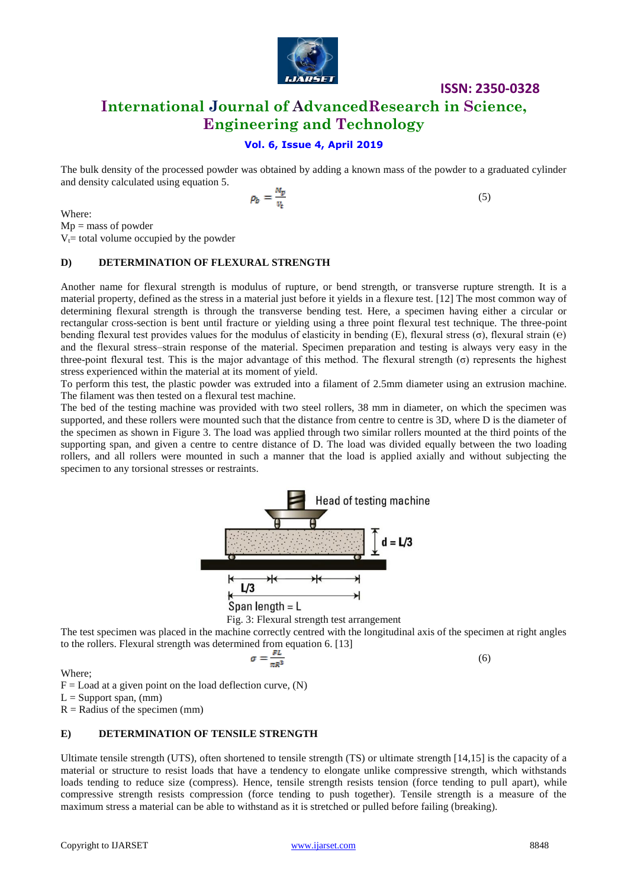The bulk density of the processed powder was obtained by adding a known mass of the powder to a graduated cylinder and density calculated using equation 5.

$$\rho_b = \frac{M_p}{V_t} \quad (5)$$

Where:
Mp = mass of powder
$V_t$= total volume occupied by the powder

### D) DETERMINATION OF FLEXURAL STRENGTH

Another name for flexural strength is modulus of rupture, or bend strength, or transverse rupture strength. It is a material property, defined as the stress in a material just before it yields in a flexure test. [12] The most common way of determining flexural strength is through the transverse bending test. Here, a specimen having either a circular or rectangular cross-section is bent until fracture or yielding using a three point flexural test technique. The three-point bending flexural test provides values for the modulus of elasticity in bending (E), flexural stress (σ), flexural strain (ϵ) and the flexural stress–strain response of the material. Specimen preparation and testing is always very easy in the three-point flexural test. This is the major advantage of this method. The flexural strength (σ) represents the highest stress experienced within the material at its moment of yield.

To perform this test, the plastic powder was extruded into a filament of 2.5mm diameter using an extrusion machine. The filament was then tested on a flexural test machine.

The bed of the testing machine was provided with two steel rollers, 38 mm in diameter, on which the specimen was supported, and these rollers were mounted such that the distance from centre to centre is 3D, where D is the diameter of the specimen as shown in Figure 3. The load was applied through two similar rollers mounted at the third points of the supporting span, and given a centre to centre distance of D. The load was divided equally between the two loading rollers, and all rollers were mounted in such a manner that the load is applied axially and without subjecting the specimen to any torsional stresses or restraints.

Fig. 3: Flexural strength test arrangement

The test specimen was placed in the machine correctly centred with the longitudinal axis of the specimen at right angles to the rollers. Flexural strength was determined from equation 6. [13]

$$\sigma = \frac{FL}{\pi R^3} \quad (6)$$

Where;
F = Load at a given point on the load deflection curve, (N)
L = Support span, (mm)
R = Radius of the specimen (mm)

### E) DETERMINATION OF TENSILE STRENGTH

Ultimate tensile strength (UTS), often shortened to tensile strength (TS) or ultimate strength [14,15] is the capacity of a material or structure to resist loads that have a tendency to elongate unlike compressive strength, which withstands loads tending to reduce size (compress). Hence, tensile strength resists tension (force tending to pull apart), while compressive strength resists compression (force tending to push together). Tensile strength is a measure of the maximum stress a material can be able to withstand as it is stretched or pulled before failing (breaking).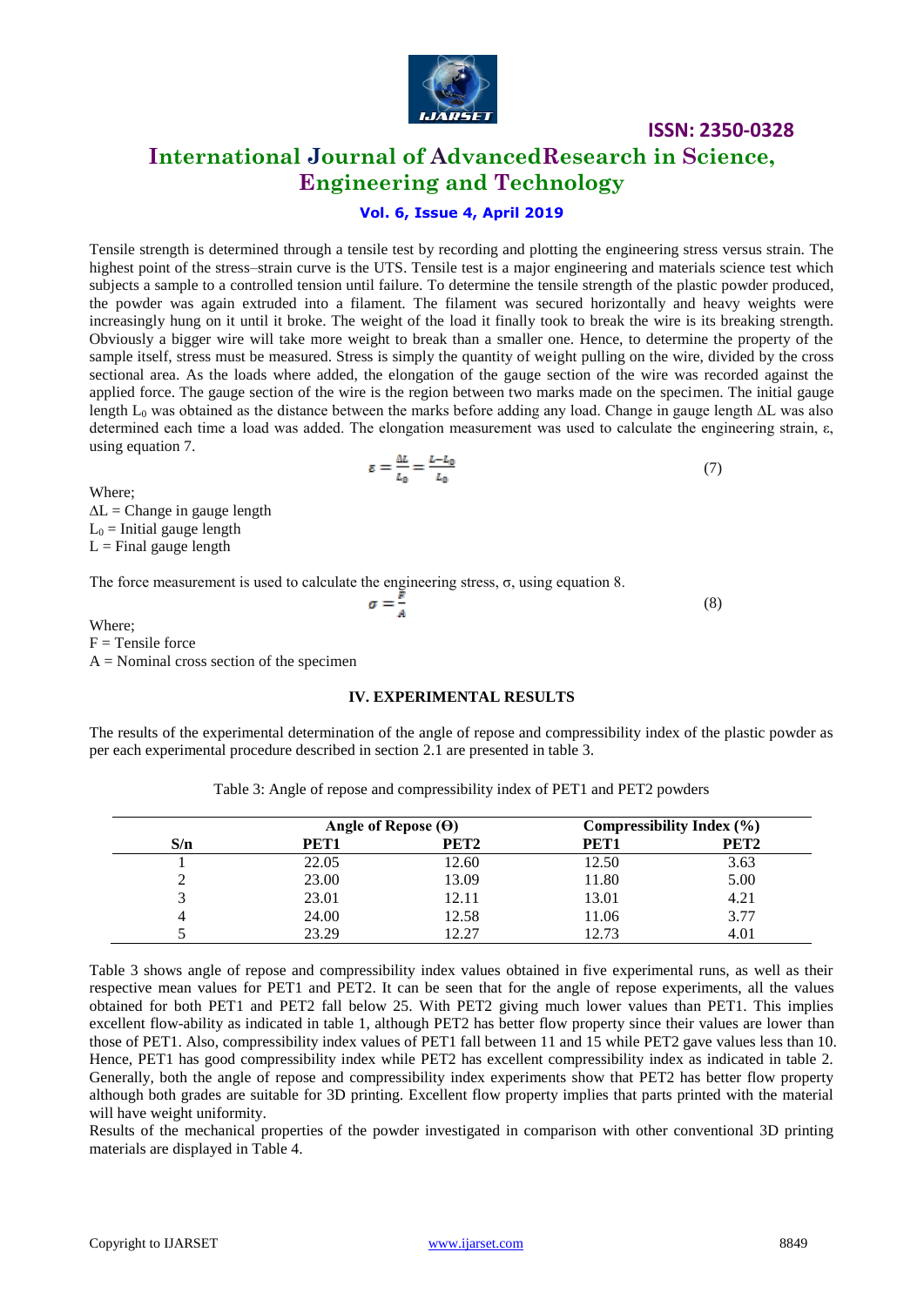Tensile strength is determined through a tensile test by recording and plotting the engineering stress versus strain. The highest point of the stress–strain curve is the UTS. Tensile test is a major engineering and materials science test which subjects a sample to a controlled tension until failure. To determine the tensile strength of the plastic powder produced, the powder was again extruded into a filament. The filament was secured horizontally and heavy weights were increasingly hung on it until it broke. The weight of the load it finally took to break the wire is its breaking strength. Obviously a bigger wire will take more weight to break than a smaller one. Hence, to determine the property of the sample itself, stress must be measured. Stress is simply the quantity of weight pulling on the wire, divided by the cross sectional area. As the loads where added, the elongation of the gauge section of the wire was recorded against the applied force. The gauge section of the wire is the region between two marks made on the specimen. The initial gauge length $L_0$ was obtained as the distance between the marks before adding any load. Change in gauge length $\Delta L$ was also determined each time a load was added. The elongation measurement was used to calculate the engineering strain, $\varepsilon$, using equation 7.

$$\varepsilon = \frac{\Delta L}{L_0} = \frac{L - L_0}{L_0} \qquad (7)$$

Where;
$\Delta L$ = Change in gauge length
$L_0$ = Initial gauge length
$L$ = Final gauge length

The force measurement is used to calculate the engineering stress, $\sigma$, using equation 8.

$$\sigma = \frac{F}{A} \qquad (8)$$

Where;
$F$ = Tensile force
$A$ = Nominal cross section of the specimen

## IV. EXPERIMENTAL RESULTS

The results of the experimental determination of the angle of repose and compressibility index of the plastic powder as per each experimental procedure described in section 2.1 are presented in table 3.

Table 3: Angle of repose and compressibility index of PET1 and PET2 powders

| | Angle of Repose (Θ) | | Compressibility Index (%) | |
|---|---|---|---|---|
| S/n | PET1 | PET2 | PET1 | PET2 |
| 1 | 22.05 | 12.60 | 12.50 | 3.63 |
| 2 | 23.00 | 13.09 | 11.80 | 5.00 |
| 3 | 23.01 | 12.11 | 13.01 | 4.21 |
| 4 | 24.00 | 12.58 | 11.06 | 3.77 |
| 5 | 23.29 | 12.27 | 12.73 | 4.01 |

Table 3 shows angle of repose and compressibility index values obtained in five experimental runs, as well as their respective mean values for PET1 and PET2. It can be seen that for the angle of repose experiments, all the values obtained for both PET1 and PET2 fall below 25. With PET2 giving much lower values than PET1. This implies excellent flow-ability as indicated in table 1, although PET2 has better flow property since their values are lower than those of PET1. Also, compressibility index values of PET1 fall between 11 and 15 while PET2 gave values less than 10. Hence, PET1 has good compressibility index while PET2 has excellent compressibility index as indicated in table 2. Generally, both the angle of repose and compressibility index experiments show that PET2 has better flow property although both grades are suitable for 3D printing. Excellent flow property implies that parts printed with the material will have weight uniformity.

Results of the mechanical properties of the powder investigated in comparison with other conventional 3D printing materials are displayed in Table 4.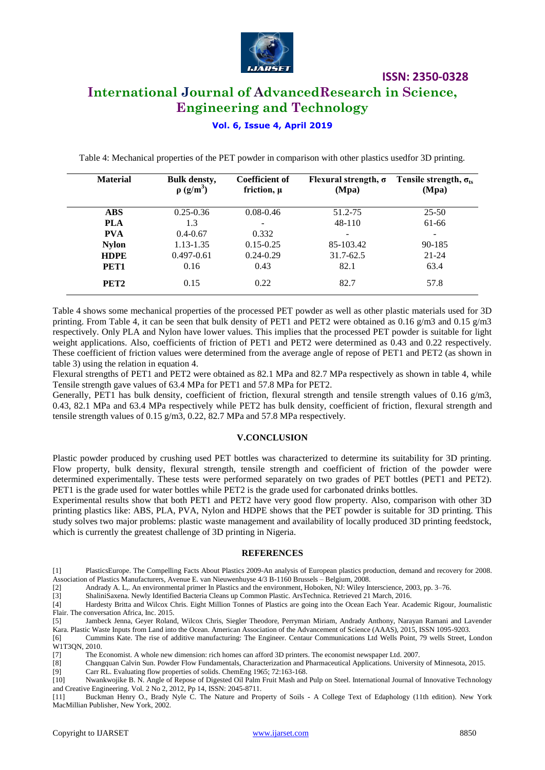Table 4: Mechanical properties of the PET powder in comparison with other plastics usedfor 3D printing.

| Material | Bulk densty, $\rho$ ($g/m^3$) | Coefficient of friction, $\mu$ | Flexural strength, $\sigma$ (Mpa) | Tensile strength, $\sigma_{ts}$ (Mpa) |
|---|---|---|---|---|
| **ABS** | 0.25-0.36 | 0.08-0.46 | 51.2-75 | 25-50 |
| **PLA** | 1.3 | - | 48-110 | 61-66 |
| **PVA** | 0.4-0.67 | 0.332 | - | - |
| **Nylon** | 1.13-1.35 | 0.15-0.25 | 85-103.42 | 90-185 |
| **HDPE** | 0.497-0.61 | 0.24-0.29 | 31.7-62.5 | 21-24 |
| **PET1** | 0.16 | 0.43 | 82.1 | 63.4 |
| **PET2** | 0.15 | 0.22 | 82.7 | 57.8 |

Table 4 shows some mechanical properties of the processed PET powder as well as other plastic materials used for 3D printing. From Table 4, it can be seen that bulk density of PET1 and PET2 were obtained as 0.16 g/m3 and 0.15 g/m3 respectively. Only PLA and Nylon have lower values. This implies that the processed PET powder is suitable for light weight applications. Also, coefficients of friction of PET1 and PET2 were determined as 0.43 and 0.22 respectively. These coefficient of friction values were determined from the average angle of repose of PET1 and PET2 (as shown in table 3) using the relation in equation 4.

Flexural strengths of PET1 and PET2 were obtained as 82.1 MPa and 82.7 MPa respectively as shown in table 4, while Tensile strength gave values of 63.4 MPa for PET1 and 57.8 MPa for PET2.

Generally, PET1 has bulk density, coefficient of friction, flexural strength and tensile strength values of 0.16 g/m3, 0.43, 82.1 MPa and 63.4 MPa respectively while PET2 has bulk density, coefficient of friction, flexural strength and tensile strength values of 0.15 g/m3, 0.22, 82.7 MPa and 57.8 MPa respectively.

## V.CONCLUSION

Plastic powder produced by crushing used PET bottles was characterized to determine its suitability for 3D printing. Flow property, bulk density, flexural strength, tensile strength and coefficient of friction of the powder were determined experimentally. These tests were performed separately on two grades of PET bottles (PET1 and PET2). PET1 is the grade used for water bottles while PET2 is the grade used for carbonated drinks bottles.

Experimental results show that both PET1 and PET2 have very good flow property. Also, comparison with other 3D printing plastics like: ABS, PLA, PVA, Nylon and HDPE shows that the PET powder is suitable for 3D printing. This study solves two major problems: plastic waste management and availability of locally produced 3D printing feedstock, which is currently the greatest challenge of 3D printing in Nigeria.

## REFERENCES

[1] PlasticsEurope. The Compelling Facts About Plastics 2009-An analysis of European plastics production, demand and recovery for 2008. Association of Plastics Manufacturers, Avenue E. van Nieuwenhuyse 4/3 B-1160 Brussels – Belgium, 2008.

[2] Andrady A. L,. An environmental primer In Plastics and the environment, Hoboken, NJ: Wiley Interscience, 2003, pp. 3–76.

[3] ShaliniSaxena. Newly Identified Bacteria Cleans up Common Plastic. ArsTechnica. Retrieved 21 March, 2016.

[4] Hardesty Britta and Wilcox Chris. Eight Million Tonnes of Plastics are going into the Ocean Each Year. Academic Rigour, Journalistic Flair. The conversation Africa, Inc. 2015.

[5] Jambeck Jenna, Geyer Roland, Wilcox Chris, Siegler Theodore, Perryman Miriam, Andrady Anthony, Narayan Ramani and Lavender Kara. Plastic Waste Inputs from Land into the Ocean. American Association of the Advancement of Science (AAAS), 2015, ISSN 1095-9203.

[6] Cummins Kate. The rise of additive manufacturing: The Engineer. Centaur Communications Ltd Wells Point, 79 wells Street, London W1T3QN, 2010.

[7] The Economist. A whole new dimension: rich homes can afford 3D printers. The economist newspaper Ltd. 2007.

[8] Changquan Calvin Sun. Powder Flow Fundamentals, Characterization and Pharmaceutical Applications. University of Minnesota, 2015.

[9] Carr RL. Evaluating flow properties of solids. ChemEng 1965; 72:163-168.

[10] Nwankwojike B. N. Angle of Repose of Digested Oil Palm Fruit Mash and Pulp on Steel. International Journal of Innovative Technology and Creative Engineering. Vol. 2 No 2, 2012, Pp 14, ISSN: 2045-8711.

[11] Buckman Henry O., Brady Nyle C. The Nature and Property of Soils - A College Text of Edaphology (11th edition). New York MacMillian Publisher, New York, 2002.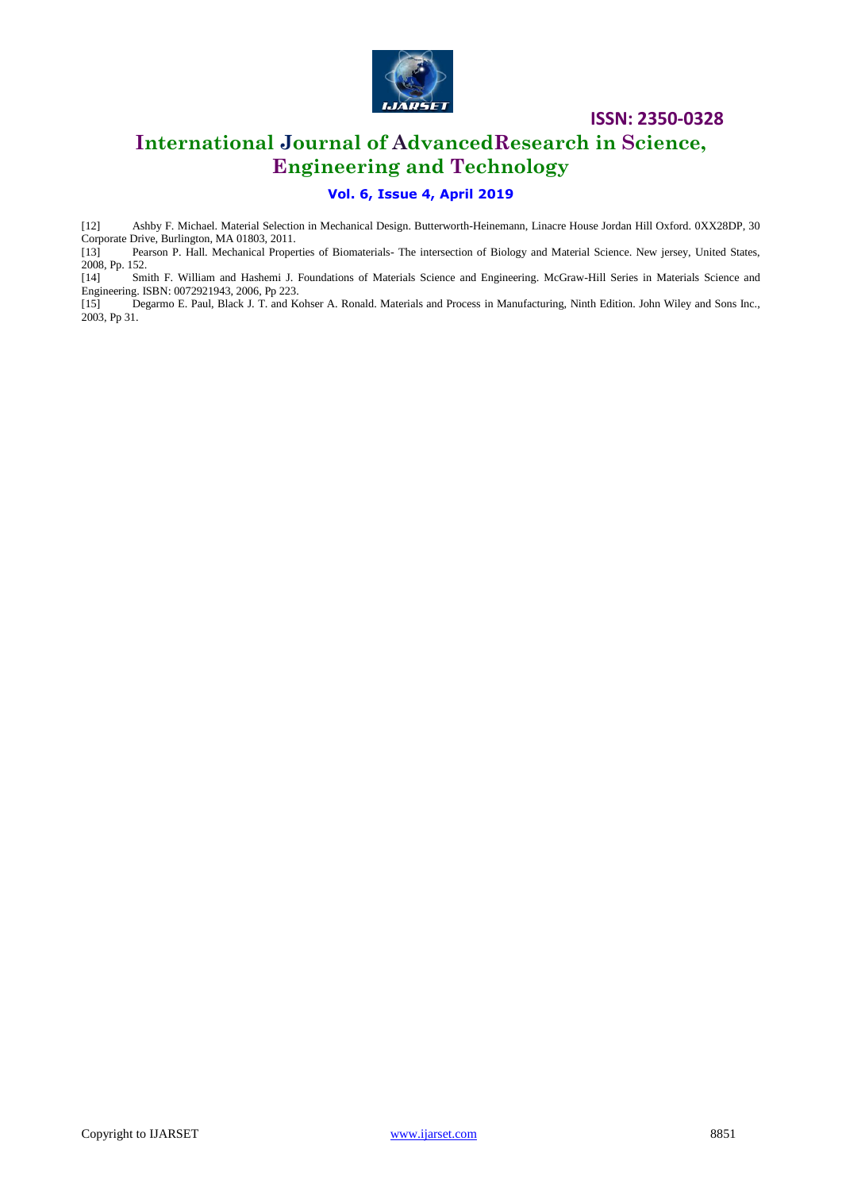[12] Ashby F. Michael. Material Selection in Mechanical Design. Butterworth-Heinemann, Linacre House Jordan Hill Oxford. 0XX28DP, 30 Corporate Drive, Burlington, MA 01803, 2011.

[13] Pearson P. Hall. Mechanical Properties of Biomaterials- The intersection of Biology and Material Science. New jersey, United States, 2008, Pp. 152.

[14] Smith F. William and Hashemi J. Foundations of Materials Science and Engineering. McGraw-Hill Series in Materials Science and Engineering. ISBN: 0072921943, 2006, Pp 223.

[15] Degarmo E. Paul, Black J. T. and Kohser A. Ronald. Materials and Process in Manufacturing, Ninth Edition. John Wiley and Sons Inc., 2003, Pp 31.